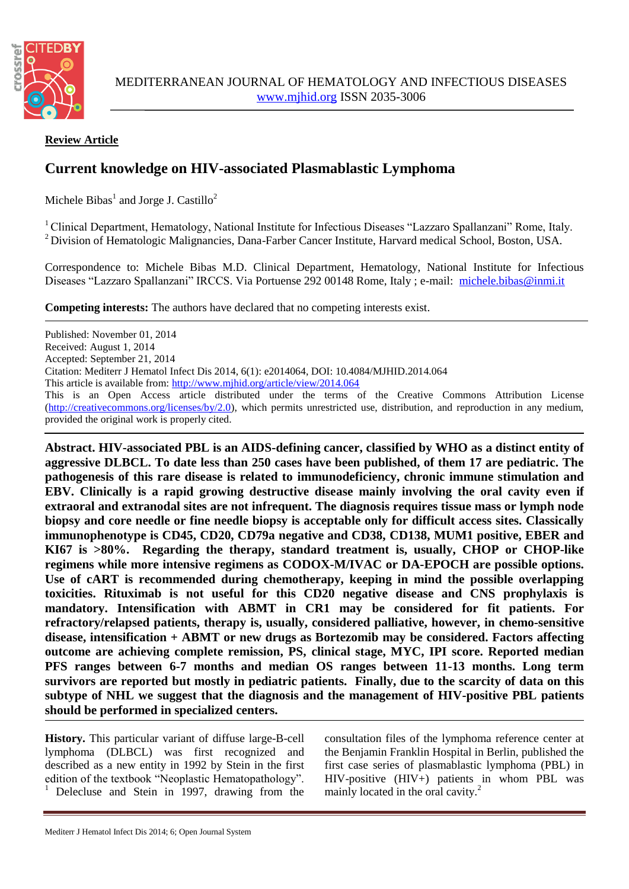MEDITERRANEAN JOURNAL OF HEMATOLOGY AND INFECTIOUS DISEASES
www.mjhid.org ISSN 2035-3006

**Review Article**

# Current knowledge on HIV-associated Plasmablastic Lymphoma

Michele Bibas[1] and Jorge J. Castillo[2]

[1] Clinical Department, Hematology, National Institute for Infectious Diseases "Lazzaro Spallanzani" Rome, Italy.
[2] Division of Hematologic Malignancies, Dana-Farber Cancer Institute, Harvard medical School, Boston, USA.

Correspondence to: Michele Bibas M.D. Clinical Department, Hematology, National Institute for Infectious Diseases "Lazzaro Spallanzani" IRCCS. Via Portuense 292 00148 Rome, Italy ; e-mail: michele.bibas@inmi.it

**Competing interests:** The authors have declared that no competing interests exist.

Published: November 01, 2014
Received: August 1, 2014
Accepted: September 21, 2014
Citation: Mediterr J Hematol Infect Dis 2014, 6(1): e2014064, DOI: 10.4084/MJHID.2014.064
This article is available from: http://www.mjhid.org/article/view/2014.064
This is an Open Access article distributed under the terms of the Creative Commons Attribution License (http://creativecommons.org/licenses/by/2.0), which permits unrestricted use, distribution, and reproduction in any medium, provided the original work is properly cited.

**Abstract. HIV-associated PBL is an AIDS-defining cancer, classified by WHO as a distinct entity of aggressive DLBCL. To date less than 250 cases have been published, of them 17 are pediatric. The pathogenesis of this rare disease is related to immunodeficiency, chronic immune stimulation and EBV. Clinically is a rapid growing destructive disease mainly involving the oral cavity even if extraoral and extranodal sites are not infrequent. The diagnosis requires tissue mass or lymph node biopsy and core needle or fine needle biopsy is acceptable only for difficult access sites. Classically immunophenotype is CD45, CD20, CD79a negative and CD38, CD138, MUM1 positive, EBER and KI67 is >80%. Regarding the therapy, standard treatment is, usually, CHOP or CHOP-like regimens while more intensive regimens as CODOX-M/IVAC or DA-EPOCH are possible options. Use of cART is recommended during chemotherapy, keeping in mind the possible overlapping toxicities. Rituximab is not useful for this CD20 negative disease and CNS prophylaxis is mandatory. Intensification with ABMT in CR1 may be considered for fit patients. For refractory/relapsed patients, therapy is, usually, considered palliative, however, in chemo-sensitive disease, intensification + ABMT or new drugs as Bortezomib may be considered. Factors affecting outcome are achieving complete remission, PS, clinical stage, MYC, IPI score. Reported median PFS ranges between 6-7 months and median OS ranges between 11-13 months. Long term survivors are reported but mostly in pediatric patients. Finally, due to the scarcity of data on this subtype of NHL we suggest that the diagnosis and the management of HIV-positive PBL patients should be performed in specialized centers.**

**History.** This particular variant of diffuse large-B-cell lymphoma (DLBCL) was first recognized and described as a new entity in 1992 by Stein in the first edition of the textbook "Neoplastic Hematopathology".[1] Delecluse and Stein in 1997, drawing from the consultation files of the lymphoma reference center at the Benjamin Franklin Hospital in Berlin, published the first case series of plasmablastic lymphoma (PBL) in HIV-positive (HIV+) patients in whom PBL was mainly located in the oral cavity.[2]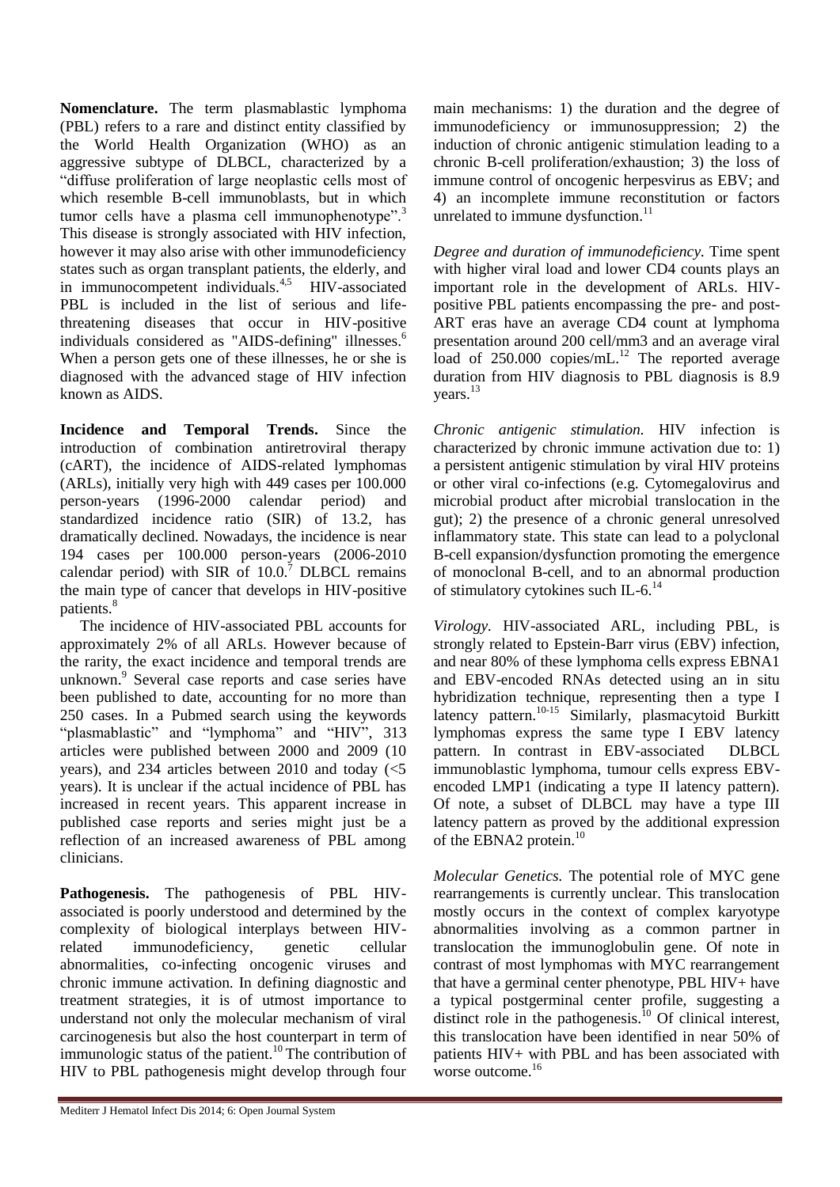**Nomenclature.** The term plasmablastic lymphoma (PBL) refers to a rare and distinct entity classified by the World Health Organization (WHO) as an aggressive subtype of DLBCL, characterized by a "diffuse proliferation of large neoplastic cells most of which resemble B-cell immunoblasts, but in which tumor cells have a plasma cell immunophenotype".[3] This disease is strongly associated with HIV infection, however it may also arise with other immunodeficiency states such as organ transplant patients, the elderly, and in immunocompetent individuals.[4,5] HIV-associated PBL is included in the list of serious and life-threatening diseases that occur in HIV-positive individuals considered as "AIDS-defining" illnesses.[6] When a person gets one of these illnesses, he or she is diagnosed with the advanced stage of HIV infection known as AIDS.

**Incidence and Temporal Trends.** Since the introduction of combination antiretroviral therapy (cART), the incidence of AIDS-related lymphomas (ARLs), initially very high with 449 cases per 100.000 person-years (1996-2000 calendar period) and standardized incidence ratio (SIR) of 13.2, has dramatically declined. Nowadays, the incidence is near 194 cases per 100.000 person-years (2006-2010 calendar period) with SIR of 10.0.[7] DLBCL remains the main type of cancer that develops in HIV-positive patients.[8]

The incidence of HIV-associated PBL accounts for approximately 2% of all ARLs. However because of the rarity, the exact incidence and temporal trends are unknown.[9] Several case reports and case series have been published to date, accounting for no more than 250 cases. In a Pubmed search using the keywords "plasmablastic" and "lymphoma" and "HIV", 313 articles were published between 2000 and 2009 (10 years), and 234 articles between 2010 and today (<5 years). It is unclear if the actual incidence of PBL has increased in recent years. This apparent increase in published case reports and series might just be a reflection of an increased awareness of PBL among clinicians.

**Pathogenesis.** The pathogenesis of PBL HIV-associated is poorly understood and determined by the complexity of biological interplays between HIV-related immunodeficiency, genetic cellular abnormalities, co-infecting oncogenic viruses and chronic immune activation. In defining diagnostic and treatment strategies, it is of utmost importance to understand not only the molecular mechanism of viral carcinogenesis but also the host counterpart in term of immunologic status of the patient.[10] The contribution of HIV to PBL pathogenesis might develop through four main mechanisms: 1) the duration and the degree of immunodeficiency or immunosuppression; 2) the induction of chronic antigenic stimulation leading to a chronic B-cell proliferation/exhaustion; 3) the loss of immune control of oncogenic herpesvirus as EBV; and 4) an incomplete immune reconstitution or factors unrelated to immune dysfunction.[11]

*Degree and duration of immunodeficiency.* Time spent with higher viral load and lower CD4 counts plays an important role in the development of ARLs. HIV-positive PBL patients encompassing the pre- and post-ART eras have an average CD4 count at lymphoma presentation around 200 cell/mm3 and an average viral load of 250.000 copies/mL.[12] The reported average duration from HIV diagnosis to PBL diagnosis is 8.9 years.[13]

*Chronic antigenic stimulation.* HIV infection is characterized by chronic immune activation due to: 1) a persistent antigenic stimulation by viral HIV proteins or other viral co-infections (e.g. Cytomegalovirus and microbial product after microbial translocation in the gut); 2) the presence of a chronic general unresolved inflammatory state. This state can lead to a polyclonal B-cell expansion/dysfunction promoting the emergence of monoclonal B-cell, and to an abnormal production of stimulatory cytokines such IL-6.[14]

*Virology.* HIV-associated ARL, including PBL, is strongly related to Epstein-Barr virus (EBV) infection, and near 80% of these lymphoma cells express EBNA1 and EBV-encoded RNAs detected using an in situ hybridization technique, representing then a type I latency pattern.[10-15] Similarly, plasmacytoid Burkitt lymphomas express the same type I EBV latency pattern. In contrast in EBV-associated DLBCL immunoblastic lymphoma, tumour cells express EBV-encoded LMP1 (indicating a type II latency pattern). Of note, a subset of DLBCL may have a type III latency pattern as proved by the additional expression of the EBNA2 protein.[10]

*Molecular Genetics.* The potential role of MYC gene rearrangements is currently unclear. This translocation mostly occurs in the context of complex karyotype abnormalities involving as a common partner in translocation the immunoglobulin gene. Of note in contrast of most lymphomas with MYC rearrangement that have a germinal center phenotype, PBL HIV+ have a typical postgerminal center profile, suggesting a distinct role in the pathogenesis.[10] Of clinical interest, this translocation have been identified in near 50% of patients HIV+ with PBL and has been associated with worse outcome.[16]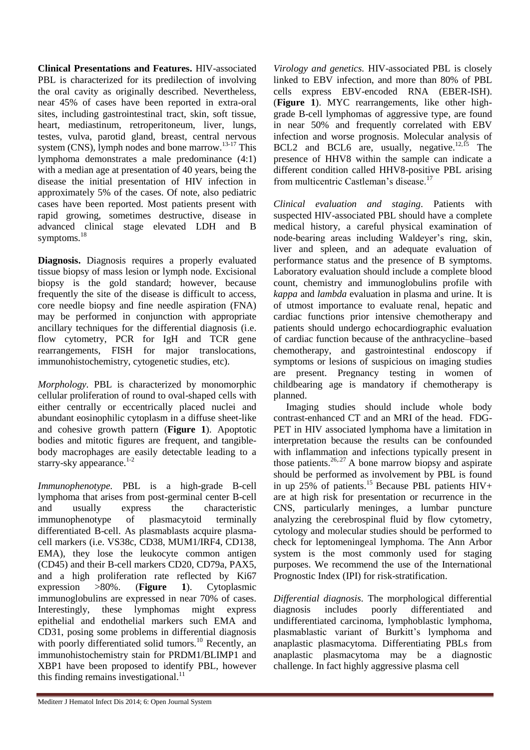**Clinical Presentations and Features.** HIV-associated PBL is characterized for its predilection of involving the oral cavity as originally described. Nevertheless, near 45% of cases have been reported in extra-oral sites, including gastrointestinal tract, skin, soft tissue, heart, mediastinum, retroperitoneum, liver, lungs, testes, vulva, parotid gland, breast, central nervous system (CNS), lymph nodes and bone marrow.[13-17] This lymphoma demonstrates a male predominance (4:1) with a median age at presentation of 40 years, being the disease the initial presentation of HIV infection in approximately 5% of the cases. Of note, also pediatric cases have been reported. Most patients present with rapid growing, sometimes destructive, disease in advanced clinical stage elevated LDH and B symptoms.[18]

**Diagnosis.** Diagnosis requires a properly evaluated tissue biopsy of mass lesion or lymph node. Excisional biopsy is the gold standard; however, because frequently the site of the disease is difficult to access, core needle biopsy and fine needle aspiration (FNA) may be performed in conjunction with appropriate ancillary techniques for the differential diagnosis (i.e. flow cytometry, PCR for IgH and TCR gene rearrangements, FISH for major translocations, immunohistochemistry, cytogenetic studies, etc).

*Morphology.* PBL is characterized by monomorphic cellular proliferation of round to oval-shaped cells with either centrally or eccentrically placed nuclei and abundant eosinophilic cytoplasm in a diffuse sheet-like and cohesive growth pattern (**Figure 1**). Apoptotic bodies and mitotic figures are frequent, and tangible-body macrophages are easily detectable leading to a starry-sky appearance.[1-2]

*Immunophenotype.* PBL is a high-grade B-cell lymphoma that arises from post-germinal center B-cell and usually express the characteristic immunophenotype of plasmacytoid terminally differentiated B-cell. As plasmablasts acquire plasma-cell markers (i.e. VS38c, CD38, MUM1/IRF4, CD138, EMA), they lose the leukocyte common antigen (CD45) and their B-cell markers CD20, CD79a, PAX5, and a high proliferation rate reflected by Ki67 expression >80%. (**Figure 1**). Cytoplasmic immunoglobulins are expressed in near 70% of cases. Interestingly, these lymphomas might express epithelial and endothelial markers such EMA and CD31, posing some problems in differential diagnosis with poorly differentiated solid tumors.[10] Recently, an immunohistochemistry stain for PRDM1/BLIMP1 and XBP1 have been proposed to identify PBL, however this finding remains investigational.[11]

*Virology and genetics.* HIV-associated PBL is closely linked to EBV infection, and more than 80% of PBL cells express EBV-encoded RNA (EBER-ISH). (**Figure 1**). MYC rearrangements, like other high-grade B-cell lymphomas of aggressive type, are found in near 50% and frequently correlated with EBV infection and worse prognosis. Molecular analysis of BCL2 and BCL6 are, usually, negative.[12,15] The presence of HHV8 within the sample can indicate a different condition called HHV8-positive PBL arising from multicentric Castleman's disease.[17]

*Clinical evaluation and staging.* Patients with suspected HIV-associated PBL should have a complete medical history, a careful physical examination of node-bearing areas including Waldeyer's ring, skin, liver and spleen, and an adequate evaluation of performance status and the presence of B symptoms. Laboratory evaluation should include a complete blood count, chemistry and immunoglobulins profile with *kappa* and *lambda* evaluation in plasma and urine. It is of utmost importance to evaluate renal, hepatic and cardiac functions prior intensive chemotherapy and patients should undergo echocardiographic evaluation of cardiac function because of the anthracycline–based chemotherapy, and gastrointestinal endoscopy if symptoms or lesions of suspicious on imaging studies are present. Pregnancy testing in women of childbearing age is mandatory if chemotherapy is planned.

Imaging studies should include whole body contrast-enhanced CT and an MRI of the head. FDG-PET in HIV associated lymphoma have a limitation in interpretation because the results can be confounded with inflammation and infections typically present in those patients.[26,27] A bone marrow biopsy and aspirate should be performed as involvement by PBL is found in up 25% of patients.[15] Because PBL patients HIV+ are at high risk for presentation or recurrence in the CNS, particularly meninges, a lumbar puncture analyzing the cerebrospinal fluid by flow cytometry, cytology and molecular studies should be performed to check for leptomeningeal lymphoma. The Ann Arbor system is the most commonly used for staging purposes. We recommend the use of the International Prognostic Index (IPI) for risk-stratification.

*Differential diagnosis.* The morphological differential diagnosis includes poorly differentiated and undifferentiated carcinoma, lymphoblastic lymphoma, plasmablastic variant of Burkitt's lymphoma and anaplastic plasmacytoma. Differentiating PBLs from anaplastic plasmacytoma may be a diagnostic challenge. In fact highly aggressive plasma cell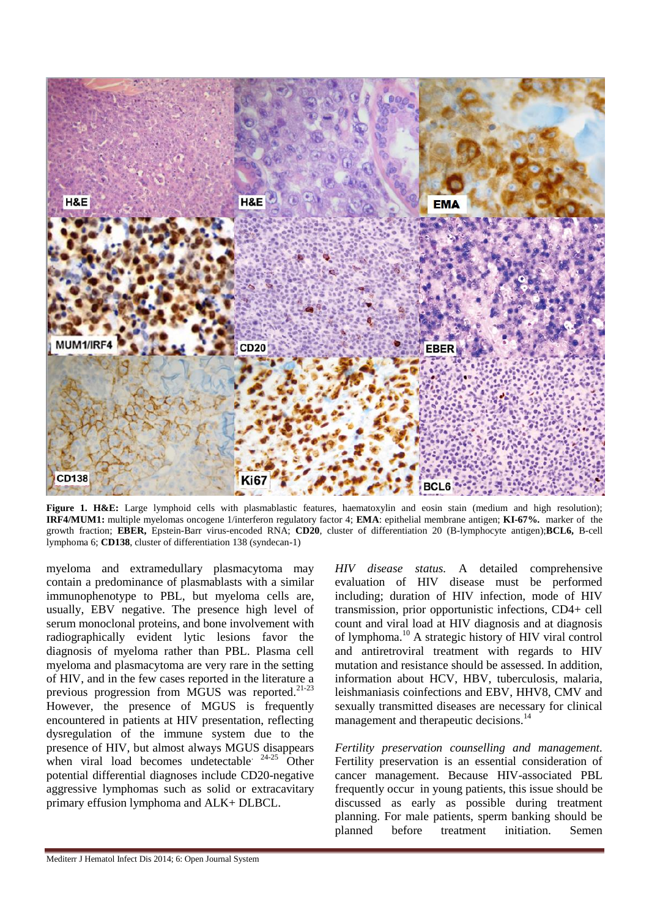**Figure 1. H&E:** Large lymphoid cells with plasmablastic features, haematoxylin and eosin stain (medium and high resolution); **IRF4/MUM1:** multiple myelomas oncogene 1/interferon regulatory factor 4; **EMA**: epithelial membrane antigen; **KI-67%.** marker of the growth fraction; **EBER,** Epstein-Barr virus-encoded RNA; **CD20**, cluster of differentiation 20 (B-lymphocyte antigen);**BCL6,** B-cell lymphoma 6; **CD138**, cluster of differentiation 138 (syndecan-1)

myeloma and extramedullary plasmacytoma may contain a predominance of plasmablasts with a similar immunophenotype to PBL, but myeloma cells are, usually, EBV negative. The presence high level of serum monoclonal proteins, and bone involvement with radiographically evident lytic lesions favor the diagnosis of myeloma rather than PBL. Plasma cell myeloma and plasmacytoma are very rare in the setting of HIV, and in the few cases reported in the literature a previous progression from MGUS was reported.[21-23] However, the presence of MGUS is frequently encountered in patients at HIV presentation, reflecting dysregulation of the immune system due to the presence of HIV, but almost always MGUS disappears when viral load becomes undetectable.[24-25] Other potential differential diagnoses include CD20-negative aggressive lymphomas such as solid or extracavitary primary effusion lymphoma and ALK+ DLBCL.

*HIV disease status.* A detailed comprehensive evaluation of HIV disease must be performed including; duration of HIV infection, mode of HIV transmission, prior opportunistic infections, CD4+ cell count and viral load at HIV diagnosis and at diagnosis of lymphoma.[10] A strategic history of HIV viral control and antiretroviral treatment with regards to HIV mutation and resistance should be assessed. In addition, information about HCV, HBV, tuberculosis, malaria, leishmaniasis coinfections and EBV, HHV8, CMV and sexually transmitted diseases are necessary for clinical management and therapeutic decisions.[14]

*Fertility preservation counselling and management.* Fertility preservation is an essential consideration of cancer management. Because HIV-associated PBL frequently occur in young patients, this issue should be discussed as early as possible during treatment planning. For male patients, sperm banking should be planned before treatment initiation. Semen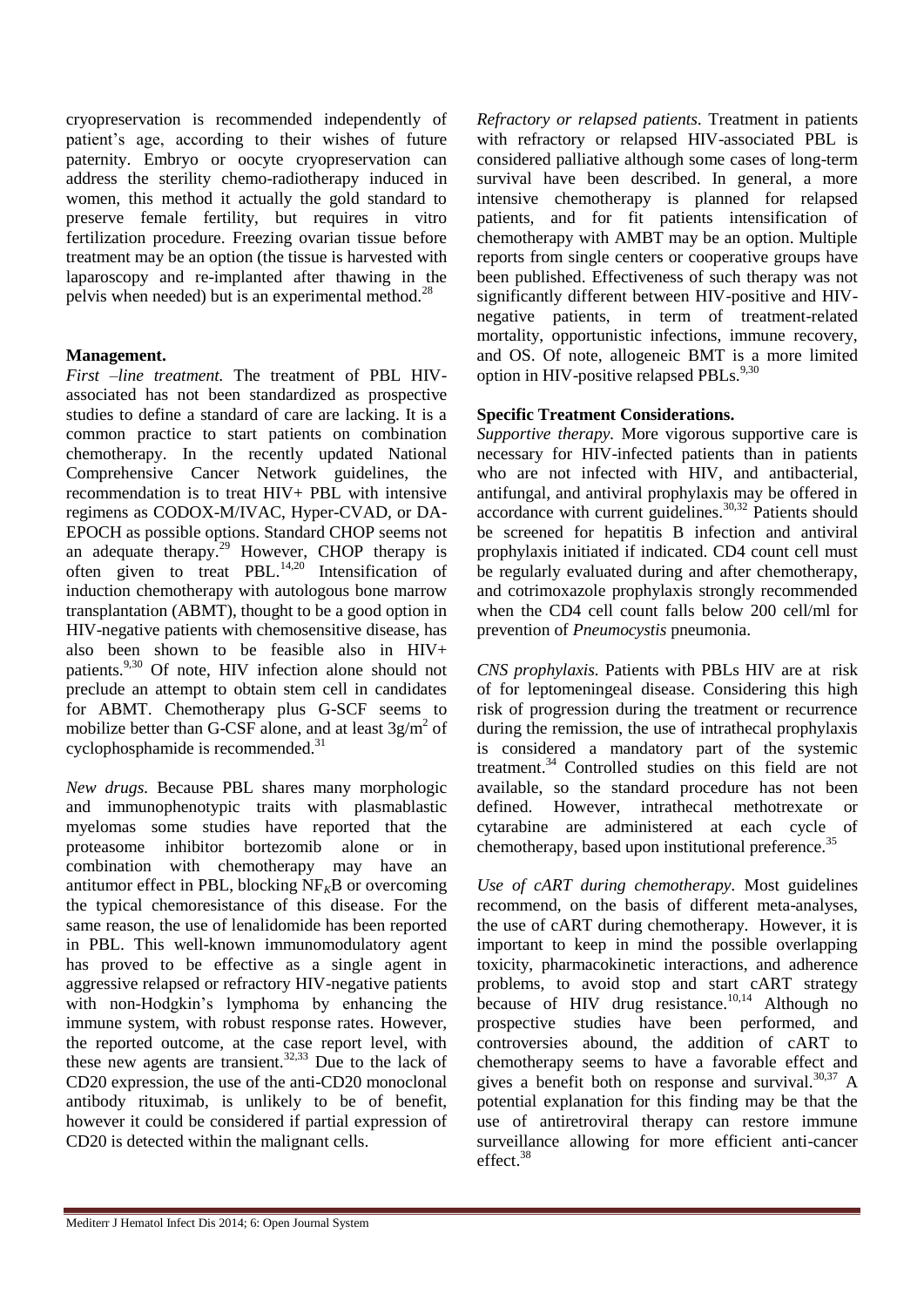cryopreservation is recommended independently of patient's age, according to their wishes of future paternity. Embryo or oocyte cryopreservation can address the sterility chemo-radiotherapy induced in women, this method it actually the gold standard to preserve female fertility, but requires in vitro fertilization procedure. Freezing ovarian tissue before treatment may be an option (the tissue is harvested with laparoscopy and re-implanted after thawing in the pelvis when needed) but is an experimental method.[28]

**Management.**

*First –line treatment.* The treatment of PBL HIV-associated has not been standardized as prospective studies to define a standard of care are lacking. It is a common practice to start patients on combination chemotherapy. In the recently updated National Comprehensive Cancer Network guidelines, the recommendation is to treat HIV+ PBL with intensive regimens as CODOX-M/IVAC, Hyper-CVAD, or DA-EPOCH as possible options. Standard CHOP seems not an adequate therapy.[29] However, CHOP therapy is often given to treat PBL.[14,20] Intensification of induction chemotherapy with autologous bone marrow transplantation (ABMT), thought to be a good option in HIV-negative patients with chemosensitive disease, has also been shown to be feasible also in HIV+ patients.[9,30] Of note, HIV infection alone should not preclude an attempt to obtain stem cell in candidates for ABMT. Chemotherapy plus G-SCF seems to mobilize better than G-CSF alone, and at least $3g/m^2$ of cyclophosphamide is recommended.[31]

*New drugs.* Because PBL shares many morphologic and immunophenotypic traits with plasmablastic myelomas some studies have reported that the proteasome inhibitor bortezomib alone or in combination with chemotherapy may have an antitumor effect in PBL, blocking $NF_{\kappa}B$ or overcoming the typical chemoresistance of this disease. For the same reason, the use of lenalidomide has been reported in PBL. This well-known immunomodulatory agent has proved to be effective as a single agent in aggressive relapsed or refractory HIV-negative patients with non-Hodgkin's lymphoma by enhancing the immune system, with robust response rates. However, the reported outcome, at the case report level, with these new agents are transient.[32,33] Due to the lack of CD20 expression, the use of the anti-CD20 monoclonal antibody rituximab, is unlikely to be of benefit, however it could be considered if partial expression of CD20 is detected within the malignant cells.

*Refractory or relapsed patients*. Treatment in patients with refractory or relapsed HIV-associated PBL is considered palliative although some cases of long-term survival have been described. In general, a more intensive chemotherapy is planned for relapsed patients, and for fit patients intensification of chemotherapy with AMBT may be an option. Multiple reports from single centers or cooperative groups have been published. Effectiveness of such therapy was not significantly different between HIV-positive and HIV-negative patients, in term of treatment-related mortality, opportunistic infections, immune recovery, and OS. Of note, allogeneic BMT is a more limited option in HIV-positive relapsed PBLs.[9,30]

**Specific Treatment Considerations.**

*Supportive therapy.* More vigorous supportive care is necessary for HIV-infected patients than in patients who are not infected with HIV, and antibacterial, antifungal, and antiviral prophylaxis may be offered in accordance with current guidelines.[30,32] Patients should be screened for hepatitis B infection and antiviral prophylaxis initiated if indicated. CD4 count cell must be regularly evaluated during and after chemotherapy, and cotrimoxazole prophylaxis strongly recommended when the CD4 cell count falls below 200 cell/ml for prevention of *Pneumocystis* pneumonia.

*CNS prophylaxis.* Patients with PBLs HIV are at risk of for leptomeningeal disease. Considering this high risk of progression during the treatment or recurrence during the remission, the use of intrathecal prophylaxis is considered a mandatory part of the systemic treatment.[34] Controlled studies on this field are not available, so the standard procedure has not been defined. However, intrathecal methotrexate or cytarabine are administered at each cycle of chemotherapy, based upon institutional preference.[35]

*Use of cART during chemotherapy*. Most guidelines recommend, on the basis of different meta-analyses, the use of cART during chemotherapy. However, it is important to keep in mind the possible overlapping toxicity, pharmacokinetic interactions, and adherence problems, to avoid stop and start cART strategy because of HIV drug resistance.[10,14] Although no prospective studies have been performed, and controversies abound, the addition of cART to chemotherapy seems to have a favorable effect and gives a benefit both on response and survival.[30,37] A potential explanation for this finding may be that the use of antiretroviral therapy can restore immune surveillance allowing for more efficient anti-cancer effect.[38]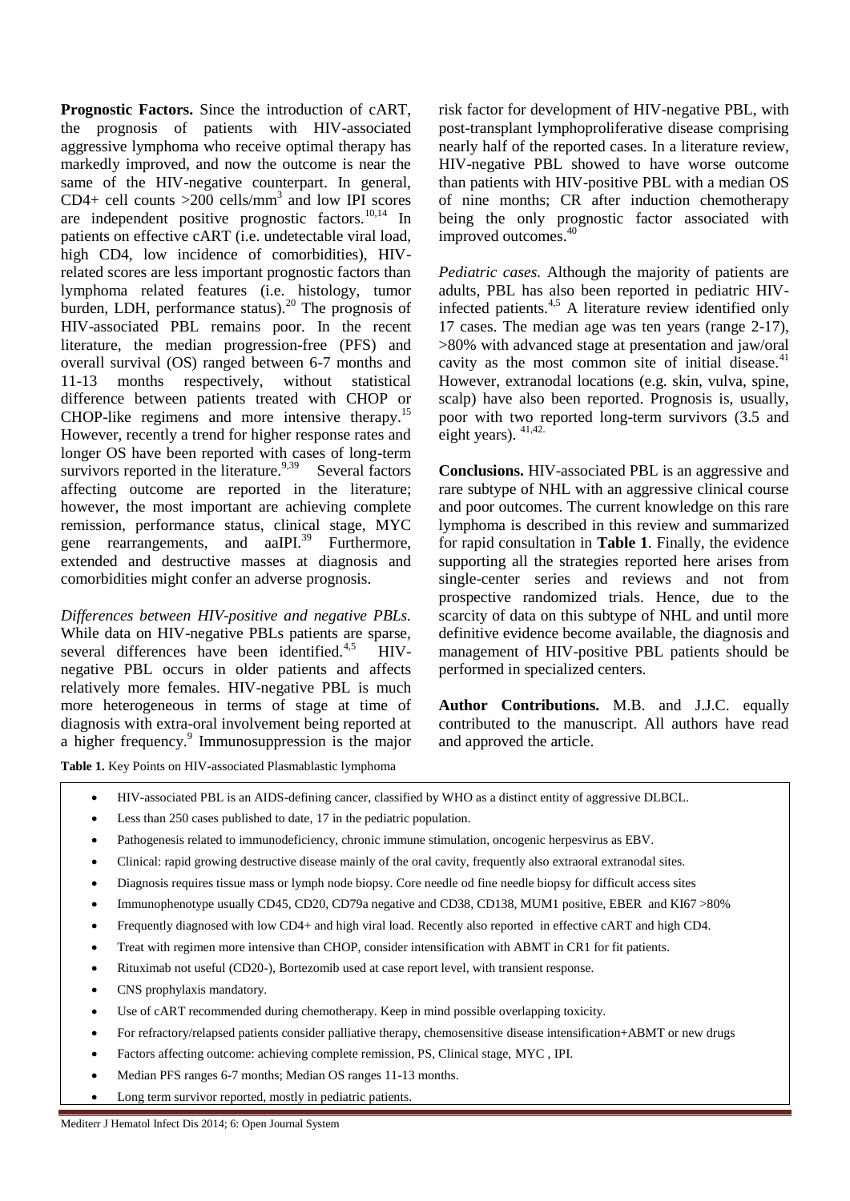**Prognostic Factors.** Since the introduction of cART, the prognosis of patients with HIV-associated aggressive lymphoma who receive optimal therapy has markedly improved, and now the outcome is near the same of the HIV-negative counterpart. In general, CD4+ cell counts >200 cells/mm$^3$ and low IPI scores are independent positive prognostic factors.[10,14] In patients on effective cART (i.e. undetectable viral load, high CD4, low incidence of comorbidities), HIV-related scores are less important prognostic factors than lymphoma related features (i.e. histology, tumor burden, LDH, performance status).[20] The prognosis of HIV-associated PBL remains poor. In the recent literature, the median progression-free (PFS) and overall survival (OS) ranged between 6-7 months and 11-13 months respectively, without statistical difference between patients treated with CHOP or CHOP-like regimens and more intensive therapy.[15] However, recently a trend for higher response rates and longer OS have been reported with cases of long-term survivors reported in the literature.[9,39] Several factors affecting outcome are reported in the literature; however, the most important are achieving complete remission, performance status, clinical stage, MYC gene rearrangements, and aaIPI.[39] Furthermore, extended and destructive masses at diagnosis and comorbidities might confer an adverse prognosis.

*Differences between HIV-positive and negative PBLs.* While data on HIV-negative PBLs patients are sparse, several differences have been identified.[4,5] HIV-negative PBL occurs in older patients and affects relatively more females. HIV-negative PBL is much more heterogeneous in terms of stage at time of diagnosis with extra-oral involvement being reported at a higher frequency.[9] Immunosuppression is the major risk factor for development of HIV-negative PBL, with post-transplant lymphoproliferative disease comprising nearly half of the reported cases. In a literature review, HIV-negative PBL showed to have worse outcome than patients with HIV-positive PBL with a median OS of nine months; CR after induction chemotherapy being the only prognostic factor associated with improved outcomes.[40]

*Pediatric cases.* Although the majority of patients are adults, PBL has also been reported in pediatric HIV-infected patients.[4,5] A literature review identified only 17 cases. The median age was ten years (range 2-17), >80% with advanced stage at presentation and jaw/oral cavity as the most common site of initial disease.[41] However, extranodal locations (e.g. skin, vulva, spine, scalp) have also been reported. Prognosis is, usually, poor with two reported long-term survivors (3.5 and eight years).[41,42]

**Conclusions.** HIV-associated PBL is an aggressive and rare subtype of NHL with an aggressive clinical course and poor outcomes. The current knowledge on this rare lymphoma is described in this review and summarized for rapid consultation in **Table 1**. Finally, the evidence supporting all the strategies reported here arises from single-center series and reviews and not from prospective randomized trials. Hence, due to the scarcity of data on this subtype of NHL and until more definitive evidence become available, the diagnosis and management of HIV-positive PBL patients should be performed in specialized centers.

**Author Contributions.** M.B. and J.J.C. equally contributed to the manuscript. All authors have read and approved the article.

**Table 1.** Key Points on HIV-associated Plasmablastic lymphoma

- HIV-associated PBL is an AIDS-defining cancer, classified by WHO as a distinct entity of aggressive DLBCL.
- Less than 250 cases published to date, 17 in the pediatric population.
- Pathogenesis related to immunodeficiency, chronic immune stimulation, oncogenic herpesvirus as EBV.
- Clinical: rapid growing destructive disease mainly of the oral cavity, frequently also extraoral extranodal sites.
- Diagnosis requires tissue mass or lymph node biopsy. Core needle od fine needle biopsy for difficult access sites
- Immunophenotype usually CD45, CD20, CD79a negative and CD38, CD138, MUM1 positive, EBER and KI67 >80%
- Frequently diagnosed with low CD4+ and high viral load. Recently also reported in effective cART and high CD4.
- Treat with regimen more intensive than CHOP, consider intensification with ABMT in CR1 for fit patients.
- Rituximab not useful (CD20-), Bortezomib used at case report level, with transient response.
- CNS prophylaxis mandatory.
- Use of cART recommended during chemotherapy. Keep in mind possible overlapping toxicity.
- For refractory/relapsed patients consider palliative therapy, chemosensitive disease intensification+ABMT or new drugs
- Factors affecting outcome: achieving complete remission, PS, Clinical stage, MYC , IPI.
- Median PFS ranges 6-7 months; Median OS ranges 11-13 months.
- Long term survivor reported, mostly in pediatric patients.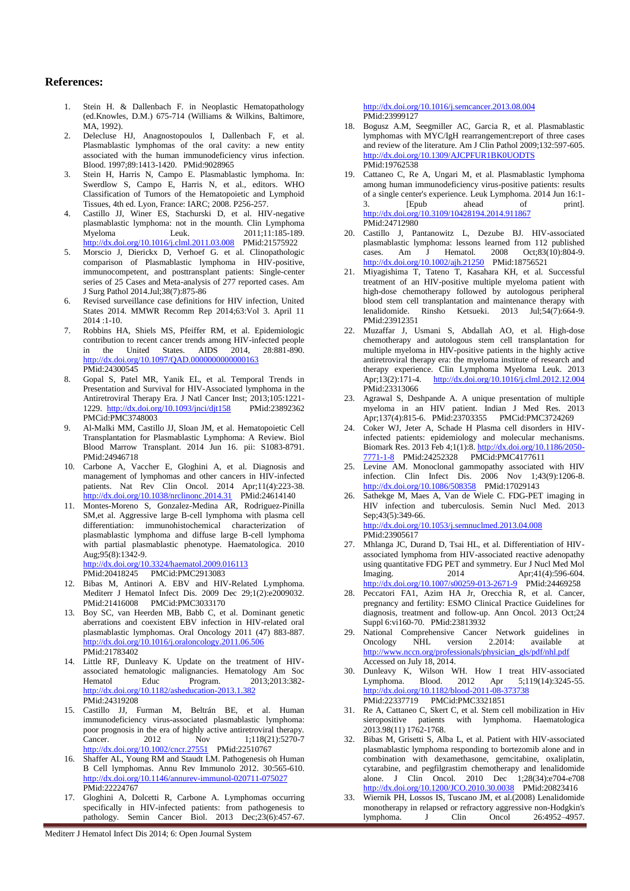## References:

1. Stein H. & Dallenbach F. in Neoplastic Hematopathology (ed.Knowles, D.M.) 675-714 (Williams & Wilkins, Baltimore, MA, 1992).
2. Delecluse HJ, Anagnostopoulos I, Dallenbach F, et al. Plasmablastic lymphomas of the oral cavity: a new entity associated with the human immunodeficiency virus infection. Blood. 1997;89:1413-1420. PMid:9028965
3. Stein H, Harris N, Campo E. Plasmablastic lymphoma. In: Swerdlow S, Campo E, Harris N, et al., editors. WHO Classification of Tumors of the Hematopoietic and Lymphoid Tissues, 4th ed. Lyon, France: IARC; 2008. P256-257.
4. Castillo JJ, Winer ES, Stachurski D, et al. HIV-negative plasmablastic lymphoma: not in the mounth. Clin Lymphoma Myeloma Leuk. 2011;11:185-189. http://dx.doi.org/10.1016/j.clml.2011.03.008 PMid:21575922
5. Morscio J, Dierickx D, Verhoef G. et al. Clinopathologic comparison of Plasmablastic lymphoma in HIV-positive, immunocompetent, and posttransplant patients: Single-center series of 25 Cases and Meta-analysis of 277 reported cases. Am J Surg Pathol 2014.Jul;38(7):875-86
6. Revised surveillance case definitions for HIV infection, United States 2014. MMWR Recomm Rep 2014;63:Vol 3. April 11 2014 :1-10.
7. Robbins HA, Shiels MS, Pfeiffer RM, et al. Epidemiologic contribution to recent cancer trends among HIV-infected people in the United States. AIDS 2014, 28:881-890. http://dx.doi.org/10.1097/QAD.0000000000000163 PMid:24300545
8. Gopal S, Patel MR, Yanik EL, et al. Temporal Trends in Presentation and Survival for HIV-Associated lymphoma in the Antiretroviral Therapy Era. J Natl Cancer Inst; 2013;105:1221-1229. http://dx.doi.org/10.1093/jnci/djt158 PMid:23892362 PMCid:PMC3748003
9. Al-Malki MM, Castillo JJ, Sloan JM, et al. Hematopoietic Cell Transplantation for Plasmablastic Lymphoma: A Review. Biol Blood Marrow Transplant. 2014 Jun 16. pii: S1083-8791. PMid:24946718
10. Carbone A, Vaccher E, Gloghini A, et al. Diagnosis and management of lymphomas and other cancers in HIV-infected patients. Nat Rev Clin Oncol. 2014 Apr;11(4):223-38. http://dx.doi.org/10.1038/nrclinonc.2014.31 PMid:24614140
11. Montes-Moreno S, Gonzalez-Medina AR, Rodriguez-Pinilla SM,et al. Aggressive large B-cell lymphoma with plasma cell differentiation: immunohistochemical characterization of plasmablastic lymphoma and diffuse large B-cell lymphoma with partial plasmablastic phenotype. Haematologica. 2010 Aug;95(8):1342-9. http://dx.doi.org/10.3324/haematol.2009.016113 PMid:20418245 PMCid:PMC2913083
12. Bibas M, Antinori A. EBV and HIV-Related Lymphoma. Mediterr J Hematol Infect Dis. 2009 Dec 29;1(2):e2009032. PMid:21416008 PMCid:PMC3033170
13. Boy SC, van Heerden MB, Babb C, et al. Dominant genetic aberrations and coexistent EBV infection in HIV-related oral plasmablastic lymphomas. Oral Oncology 2011 (47) 883-887. http://dx.doi.org/10.1016/j.oraloncology.2011.06.506 PMid:21783402
14. Little RF, Dunleavy K. Update on the treatment of HIV-associated hematologic malignancies. Hematology Am Soc Hematol Educ Program. 2013;2013:382- http://dx.doi.org/10.1182/asheducation-2013.1.382 PMid:24319208
15. Castillo JJ, Furman M, Beltrán BE, et al. Human immunodeficiency virus-associated plasmablastic lymphoma: poor prognosis in the era of highly active antiretroviral therapy. Cancer. 2012 Nov 1;118(21):5270-7 http://dx.doi.org/10.1002/cncr.27551 PMid:22510767
16. Shaffer AL, Young RM and Staudt LM. Pathogenesis oh Human B Cell lymphomas. Annu Rev Immunolo 2012. 30:565-610. http://dx.doi.org/10.1146/annurev-immunol-020711-075027 PMid:22224767
17. Gloghini A, Dolcetti R, Carbone A. Lymphomas occurring specifically in HIV-infected patients: from pathogenesis to pathology. Semin Cancer Biol. 2013 Dec;23(6):457-67. http://dx.doi.org/10.1016/j.semcancer.2013.08.004 PMid:23999127
18. Bogusz A.M, Seegmiller AC, Garcia R, et al. Plasmablastic lymphomas with MYC/IgH rearrangement:report of three cases and review of the literature. Am J Clin Pathol 2009;132:597-605. http://dx.doi.org/10.1309/AJCPFUR1BK0UODTS PMid:19762538
19. Cattaneo C, Re A, Ungari M, et al. Plasmablastic lymphoma among human immunodeficiency virus-positive patients: results of a single center's experience. Leuk Lymphoma. 2014 Jun 16:1-3. [Epub ahead of print]. http://dx.doi.org/10.3109/10428194.2014.911867 PMid:24712980
20. Castillo J, Pantanowitz L, Dezube BJ. HIV-associated plasmablastic lymphoma: lessons learned from 112 published cases. Am J Hematol. 2008 Oct;83(10):804-9. http://dx.doi.org/10.1002/ajh.21250 PMid:18756521
21. Miyagishima T, Tateno T, Kasahara KH, et al. Successful treatment of an HIV-positive multiple myeloma patient with high-dose chemotherapy followed by autologous peripheral blood stem cell transplantation and maintenance therapy with lenalidomide. Rinsho Ketsueki. 2013 Jul;54(7):664-9. PMid:23912351
22. Muzaffar J, Usmani S, Abdallah AO, et al. High-dose chemotherapy and autologous stem cell transplantation for multiple myeloma in HIV-positive patients in the highly active antiretroviral therapy era: the myeloma institute of research and therapy experience. Clin Lymphoma Myeloma Leuk. 2013 Apr;13(2):171-4. http://dx.doi.org/10.1016/j.clml.2012.12.004 PMid:23313066
23. Agrawal S, Deshpande A. A unique presentation of multiple myeloma in an HIV patient. Indian J Med Res. 2013 Apr;137(4):815-6. PMid:23703355 PMCid:PMC3724269
24. Coker WJ, Jeter A, Schade H Plasma cell disorders in HIV-infected patients: epidemiology and molecular mechanisms. Biomark Res. 2013 Feb 4;1(1):8. http://dx.doi.org/10.1186/2050-7771-1-8 PMid:24252328 PMCid:PMC4177611
25. Levine AM. Monoclonal gammopathy associated with HIV infection. Clin Infect Dis. 2006 Nov 1;43(9):1206-8. http://dx.doi.org/10.1086/508358 PMid:17029143
26. Sathekge M, Maes A, Van de Wiele C. FDG-PET imaging in HIV infection and tuberculosis. Semin Nucl Med. 2013 Sep;43(5):349-66. http://dx.doi.org/10.1053/j.semnuclmed.2013.04.008 PMid:23905617
27. Mhlanga JC, Durand D, Tsai HL, et al. Differentiation of HIV-associated lymphoma from HIV-associated reactive adenopathy using quantitative FDG PET and symmetry. Eur J Nucl Med Mol Imaging. 2014 Apr;41(4):596-604. http://dx.doi.org/10.1007/s00259-013-2671-9 PMid:24469258
28. Peccatori FA1, Azim HA Jr, Orecchia R, et al. Cancer, pregnancy and fertility: ESMO Clinical Practice Guidelines for diagnosis, treatment and follow-up. Ann Oncol. 2013 Oct;24 Suppl 6:vi160-70. PMid:23813932
29. National Comprehensive Cancer Network guidelines in Oncology NHL version 2.2014: available at http://www.nccn.org/professionals/physician_gls/pdf/nhl.pdf Accessed on July 18, 2014.
30. Dunleavy K, Wilson WH. How I treat HIV-associated Lymphoma. Blood. 2012 Apr 5;119(14):3245-55. http://dx.doi.org/10.1182/blood-2011-08-373738 PMid:22337719 PMCid:PMC3321851
31. Re A, Cattaneo C, Skert C, et al. Stem cell mobilization in Hiv sieropositive patients with lymphoma. Haematologica 2013.98(11) 1762-1768.
32. Bibas M, Grisetti S, Alba L, et al. Patient with HIV-associated plasmablastic lymphoma responding to bortezomib alone and in combination with dexamethasone, gemcitabine, oxaliplatin, cytarabine, and pegfilgrastim chemotherapy and lenalidomide alone. J Clin Oncol. 2010 Dec 1;28(34):e704-e708 http://dx.doi.org/10.1200/JCO.2010.30.0038 PMid:20823416
33. Wiernik PH, Lossos IS, Tuscano JM, et al.(2008) Lenalidomide monotherapy in relapsed or refractory aggressive non-Hodgkin's lymphoma. J Clin Oncol 26:4952–4957.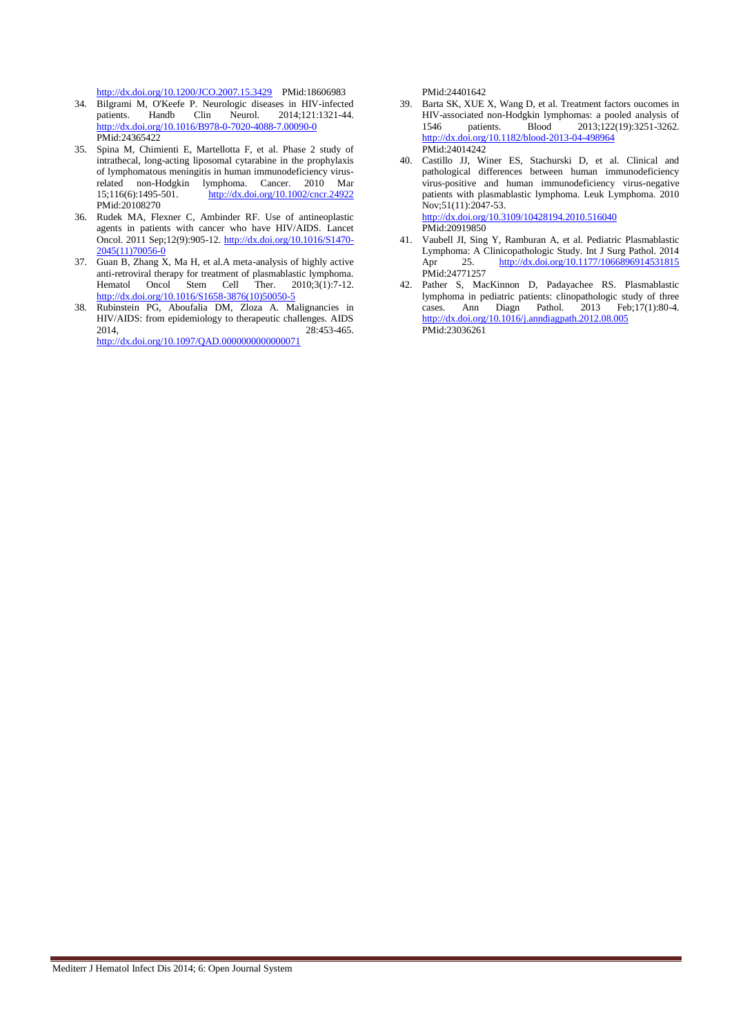http://dx.doi.org/10.1200/JCO.2007.15.3429 PMid:18606983

34. Bilgrami M, O'Keefe P. Neurologic diseases in HIV-infected patients. Handb Clin Neurol. 2014;121:1321-44. http://dx.doi.org/10.1016/B978-0-7020-4088-7.00090-0 PMid:24365422
35. Spina M, Chimienti E, Martellotta F, et al. Phase 2 study of intrathecal, long-acting liposomal cytarabine in the prophylaxis of lymphomatous meningitis in human immunodeficiency virus-related non-Hodgkin lymphoma. Cancer. 2010 Mar 15;116(6):1495-501. http://dx.doi.org/10.1002/cncr.24922 PMid:20108270
36. Rudek MA, Flexner C, Ambinder RF. Use of antineoplastic agents in patients with cancer who have HIV/AIDS. Lancet Oncol. 2011 Sep;12(9):905-12. http://dx.doi.org/10.1016/S1470-2045(11)70056-0
37. Guan B, Zhang X, Ma H, et al.A meta-analysis of highly active anti-retroviral therapy for treatment of plasmablastic lymphoma. Hematol Oncol Stem Cell Ther. 2010;3(1):7-12. http://dx.doi.org/10.1016/S1658-3876(10)50050-5
38. Rubinstein PG, Aboufalia DM, Zloza A. Malignancies in HIV/AIDS: from epidemiology to therapeutic challenges. AIDS 2014, 28:453-465. http://dx.doi.org/10.1097/QAD.0000000000000071 PMid:24401642
39. Barta SK, XUE X, Wang D, et al. Treatment factors oucomes in HIV-associated non-Hodgkin lymphomas: a pooled analysis of 1546 patients. Blood 2013;122(19):3251-3262. http://dx.doi.org/10.1182/blood-2013-04-498964 PMid:24014242
40. Castillo JJ, Winer ES, Stachurski D, et al. Clinical and pathological differences between human immunodeficiency virus-positive and human immunodeficiency virus-negative patients with plasmablastic lymphoma. Leuk Lymphoma. 2010 Nov;51(11):2047-53. http://dx.doi.org/10.3109/10428194.2010.516040 PMid:20919850
41. Vaubell JI, Sing Y, Ramburan A, et al. Pediatric Plasmablastic Lymphoma: A Clinicopathologic Study. Int J Surg Pathol. 2014 Apr 25. http://dx.doi.org/10.1177/1066896914531815 PMid:24771257
42. Pather S, MacKinnon D, Padayachee RS. Plasmablastic lymphoma in pediatric patients: clinopathologic study of three cases. Ann Diagn Pathol. 2013 Feb;17(1):80-4. http://dx.doi.org/10.1016/j.anndiagpath.2012.08.005 PMid:23036261